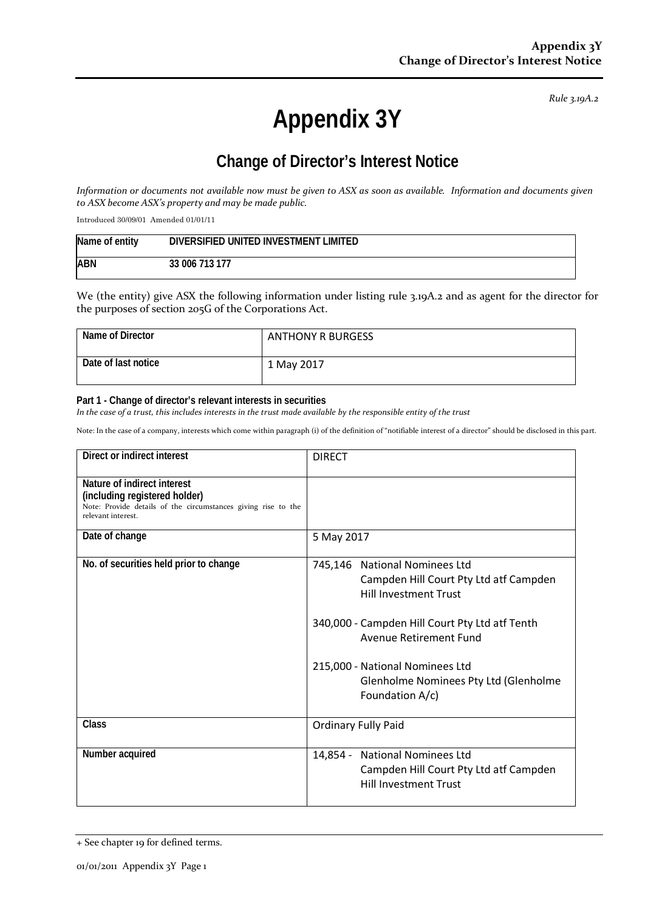*Rule 3.19A.2*

# Appendix 3Y

## Change of Director's Interest Notice

*Information or documents not available now must be given to ASX as soon as available. Information and documents given to ASX become ASX's property and may be made public.*

Introduced 30/09/01 Amended 01/01/11

| Name of entity | DIVERSIFIED UNITED INVESTMENT LIMITED |
|---|---|
| ABN | 33 006 713 177 |

We (the entity) give ASX the following information under listing rule 3.19A.2 and as agent for the director for the purposes of section 205G of the Corporations Act.

| Name of Director | ANTHONY R BURGESS |
|---|---|
| Date of last notice | 1 May 2017 |

**Part 1 - Change of director's relevant interests in securities**

*In the case of a trust, this includes interests in the trust made available by the responsible entity of the trust*

Note: In the case of a company, interests which come within paragraph (i) of the definition of "notifiable interest of a director" should be disclosed in this part.

| Direct or indirect interest | DIRECT |
|---|---|
| **Nature of indirect interest (including registered holder)**<br>Note: Provide details of the circumstances giving rise to the relevant interest. | |
| **Date of change** | 5 May 2017 |
| **No. of securities held prior to change** | 745,146 National Nominees Ltd Campden Hill Court Pty Ltd atf Campden Hill Investment Trust<br><br>340,000 - Campden Hill Court Pty Ltd atf Tenth Avenue Retirement Fund<br><br>215,000 - National Nominees Ltd Glenholme Nominees Pty Ltd (Glenholme Foundation A/c) |
| **Class** | Ordinary Fully Paid |
| **Number acquired** | 14,854 - National Nominees Ltd Campden Hill Court Pty Ltd atf Campden Hill Investment Trust |

+ See chapter 19 for defined terms.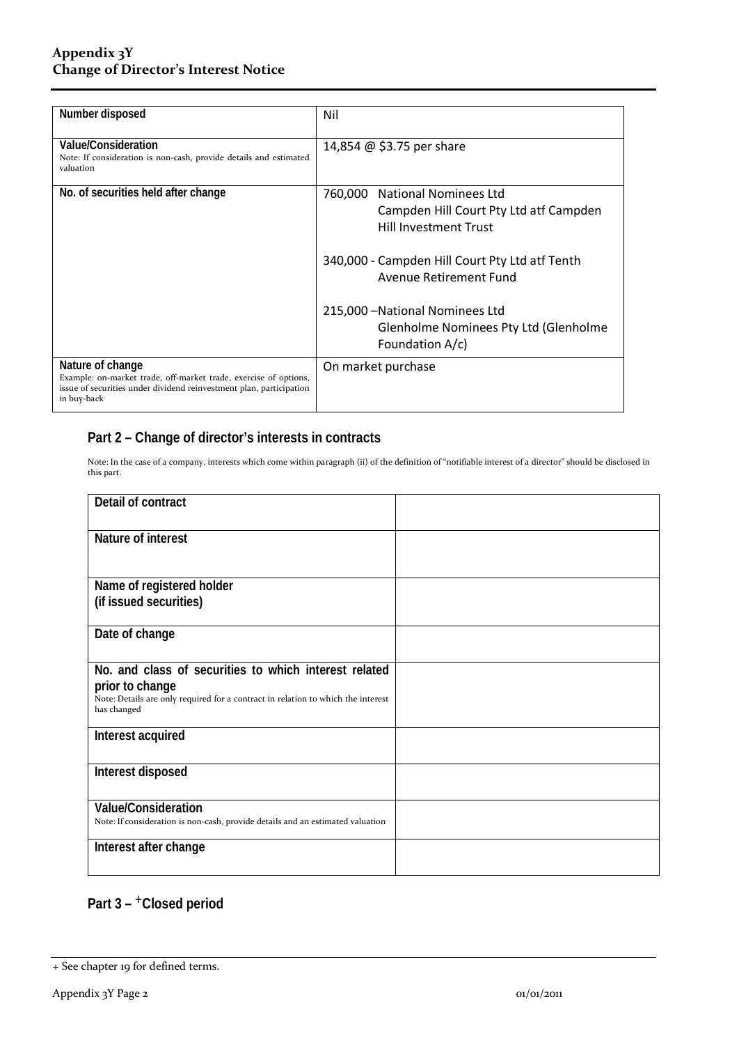| Number disposed | Nil |
|---|---|
| **Value/Consideration**<br>Note: If consideration is non-cash, provide details and estimated valuation | 14,854 @ $3.75 per share |
| **No. of securities held after change** | 760,000 National Nominees Ltd Campden Hill Court Pty Ltd atf Campden Hill Investment Trust<br><br>340,000 - Campden Hill Court Pty Ltd atf Tenth Avenue Retirement Fund<br><br>215,000 –National Nominees Ltd Glenholme Nominees Pty Ltd (Glenholme Foundation A/c) |
| **Nature of change**<br>Example: on-market trade, off-market trade, exercise of options, issue of securities under dividend reinvestment plan, participation in buy-back | On market purchase |

## Part 2 – Change of director's interests in contracts

Note: In the case of a company, interests which come within paragraph (ii) of the definition of "notifiable interest of a director" should be disclosed in this part.

| Detail of contract | |
|---|---|
| **Nature of interest** | |
| **Name of registered holder (if issued securities)** | |
| **Date of change** | |
| **No. and class of securities to which interest related prior to change**<br>Note: Details are only required for a contract in relation to which the interest has changed | |
| **Interest acquired** | |
| **Interest disposed** | |
| **Value/Consideration**<br>Note: If consideration is non-cash, provide details and an estimated valuation | |
| **Interest after change** | |

## Part 3 – +Closed period

+ See chapter 19 for defined terms.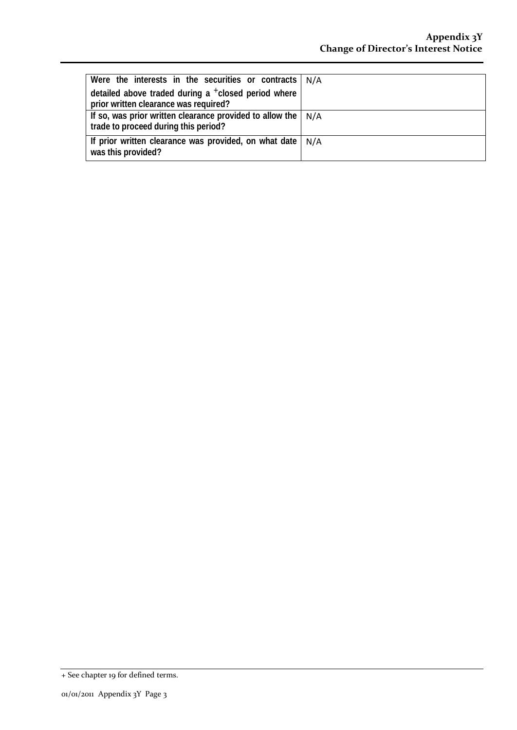| | |
|---|---|
| Were the interests in the securities or contracts detailed above traded during a +closed period where prior written clearance was required? | N/A |
| If so, was prior written clearance provided to allow the trade to proceed during this period? | N/A |
| If prior written clearance was provided, on what date was this provided? | N/A |

+ See chapter 19 for defined terms.